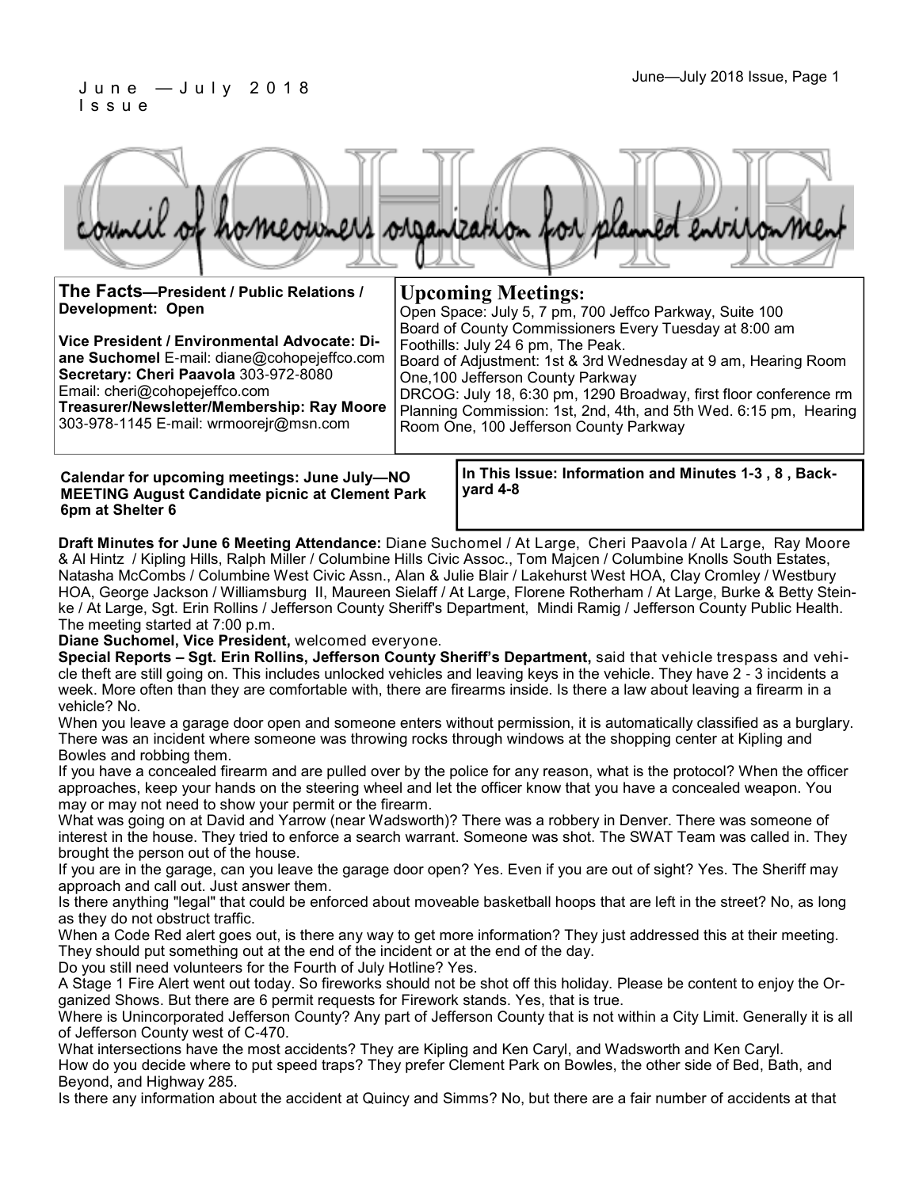June —July 2018 Issue

# COHOPE

council of homeowners organization for planned environment

**The Facts—President / Public Relations / Development: Open**

**Vice President / Environmental Advocate: Diane Suchomel** E-mail: diane@cohopejeffco.com
**Secretary: Cheri Paavola** 303-972-8080
Email: cheri@cohopejeffco.com
**Treasurer/Newsletter/Membership: Ray Moore** 303-978-1145 E-mail: wrmoorejr@msn.com

## Upcoming Meetings:

Open Space: July 5, 7 pm, 700 Jeffco Parkway, Suite 100
Board of County Commissioners Every Tuesday at 8:00 am
Foothills: July 24 6 pm, The Peak.
Board of Adjustment: 1st & 3rd Wednesday at 9 am, Hearing Room One,100 Jefferson County Parkway
DRCOG: July 18, 6:30 pm, 1290 Broadway, first floor conference rm
Planning Commission: 1st, 2nd, 4th, and 5th Wed. 6:15 pm, Hearing Room One, 100 Jefferson County Parkway

**Calendar for upcoming meetings: June July—NO MEETING August Candidate picnic at Clement Park 6pm at Shelter 6**

**In This Issue: Information and Minutes 1-3 , 8 , Backyard 4-8**

**Draft Minutes for June 6 Meeting Attendance:** Diane Suchomel / At Large, Cheri Paavola / At Large, Ray Moore & Al Hintz / Kipling Hills, Ralph Miller / Columbine Hills Civic Assoc., Tom Majcen / Columbine Knolls South Estates, Natasha McCombs / Columbine West Civic Assn., Alan & Julie Blair / Lakehurst West HOA, Clay Cromley / Westbury HOA, George Jackson / Williamsburg II, Maureen Sielaff / At Large, Florene Rotherham / At Large, Burke & Betty Steinke / At Large, Sgt. Erin Rollins / Jefferson County Sheriff's Department, Mindi Ramig / Jefferson County Public Health. The meeting started at 7:00 p.m.

**Diane Suchomel, Vice President,** welcomed everyone.

**Special Reports – Sgt. Erin Rollins, Jefferson County Sheriff's Department,** said that vehicle trespass and vehicle theft are still going on. This includes unlocked vehicles and leaving keys in the vehicle. They have 2 - 3 incidents a week. More often than they are comfortable with, there are firearms inside. Is there a law about leaving a firearm in a vehicle? No.

When you leave a garage door open and someone enters without permission, it is automatically classified as a burglary. There was an incident where someone was throwing rocks through windows at the shopping center at Kipling and Bowles and robbing them.

If you have a concealed firearm and are pulled over by the police for any reason, what is the protocol? When the officer approaches, keep your hands on the steering wheel and let the officer know that you have a concealed weapon. You may or may not need to show your permit or the firearm.

What was going on at David and Yarrow (near Wadsworth)? There was a robbery in Denver. There was someone of interest in the house. They tried to enforce a search warrant. Someone was shot. The SWAT Team was called in. They brought the person out of the house.

If you are in the garage, can you leave the garage door open? Yes. Even if you are out of sight? Yes. The Sheriff may approach and call out. Just answer them.

Is there anything "legal" that could be enforced about moveable basketball hoops that are left in the street? No, as long as they do not obstruct traffic.

When a Code Red alert goes out, is there any way to get more information? They just addressed this at their meeting. They should put something out at the end of the incident or at the end of the day.

Do you still need volunteers for the Fourth of July Hotline? Yes.

A Stage 1 Fire Alert went out today. So fireworks should not be shot off this holiday. Please be content to enjoy the Organized Shows. But there are 6 permit requests for Firework stands. Yes, that is true.

Where is Unincorporated Jefferson County? Any part of Jefferson County that is not within a City Limit. Generally it is all of Jefferson County west of C-470.

What intersections have the most accidents? They are Kipling and Ken Caryl, and Wadsworth and Ken Caryl.

How do you decide where to put speed traps? They prefer Clement Park on Bowles, the other side of Bed, Bath, and Beyond, and Highway 285.

Is there any information about the accident at Quincy and Simms? No, but there are a fair number of accidents at that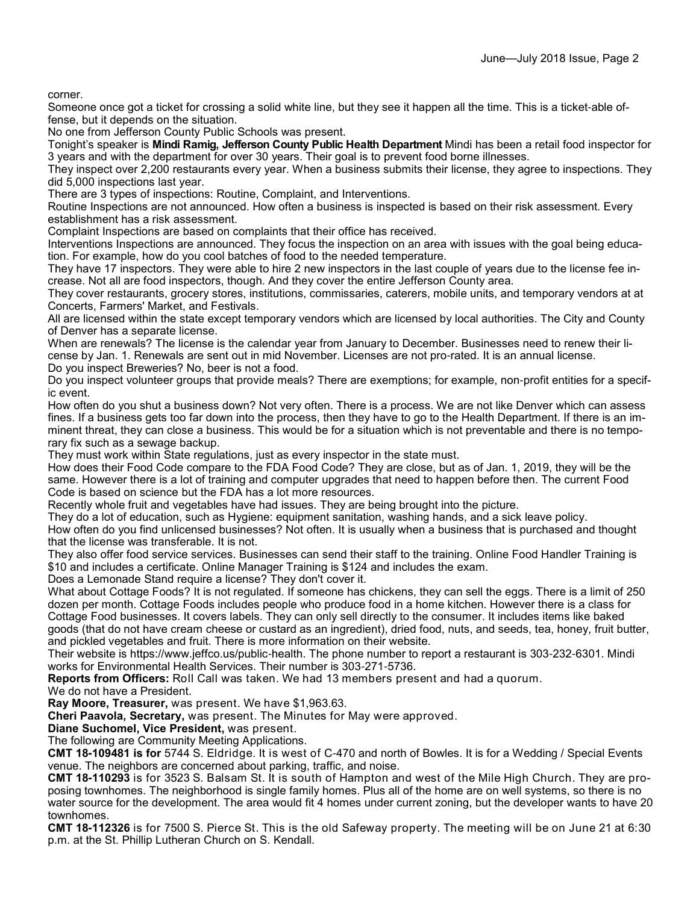corner.

Someone once got a ticket for crossing a solid white line, but they see it happen all the time. This is a ticket-able offense, but it depends on the situation.

No one from Jefferson County Public Schools was present.

Tonight's speaker is **Mindi Ramig, Jefferson County Public Health Department** Mindi has been a retail food inspector for 3 years and with the department for over 30 years. Their goal is to prevent food borne illnesses.

They inspect over 2,200 restaurants every year. When a business submits their license, they agree to inspections. They did 5,000 inspections last year.

There are 3 types of inspections: Routine, Complaint, and Interventions.

Routine Inspections are not announced. How often a business is inspected is based on their risk assessment. Every establishment has a risk assessment.

Complaint Inspections are based on complaints that their office has received.

Interventions Inspections are announced. They focus the inspection on an area with issues with the goal being education. For example, how do you cool batches of food to the needed temperature.

They have 17 inspectors. They were able to hire 2 new inspectors in the last couple of years due to the license fee increase. Not all are food inspectors, though. And they cover the entire Jefferson County area.

They cover restaurants, grocery stores, institutions, commissaries, caterers, mobile units, and temporary vendors at at Concerts, Farmers' Market, and Festivals.

All are licensed within the state except temporary vendors which are licensed by local authorities. The City and County of Denver has a separate license.

When are renewals? The license is the calendar year from January to December. Businesses need to renew their license by Jan. 1. Renewals are sent out in mid November. Licenses are not pro-rated. It is an annual license.

Do you inspect Breweries? No, beer is not a food.

Do you inspect volunteer groups that provide meals? There are exemptions; for example, non-profit entities for a specific event.

How often do you shut a business down? Not very often. There is a process. We are not like Denver which can assess fines. If a business gets too far down into the process, then they have to go to the Health Department. If there is an imminent threat, they can close a business. This would be for a situation which is not preventable and there is no temporary fix such as a sewage backup.

They must work within State regulations, just as every inspector in the state must.

How does their Food Code compare to the FDA Food Code? They are close, but as of Jan. 1, 2019, they will be the same. However there is a lot of training and computer upgrades that need to happen before then. The current Food Code is based on science but the FDA has a lot more resources.

Recently whole fruit and vegetables have had issues. They are being brought into the picture.

They do a lot of education, such as Hygiene: equipment sanitation, washing hands, and a sick leave policy.

How often do you find unlicensed businesses? Not often. It is usually when a business that is purchased and thought that the license was transferable. It is not.

They also offer food service services. Businesses can send their staff to the training. Online Food Handler Training is $10 and includes a certificate. Online Manager Training is $124 and includes the exam.

Does a Lemonade Stand require a license? They don't cover it.

What about Cottage Foods? It is not regulated. If someone has chickens, they can sell the eggs. There is a limit of 250 dozen per month. Cottage Foods includes people who produce food in a home kitchen. However there is a class for Cottage Food businesses. It covers labels. They can only sell directly to the consumer. It includes items like baked goods (that do not have cream cheese or custard as an ingredient), dried food, nuts, and seeds, tea, honey, fruit butter, and pickled vegetables and fruit. There is more information on their website.

Their website is https://www.jeffco.us/public-health. The phone number to report a restaurant is 303-232-6301. Mindi works for Environmental Health Services. Their number is 303-271-5736.

**Reports from Officers:** Roll Call was taken. We had 13 members present and had a quorum.

We do not have a President.

**Ray Moore, Treasurer,** was present. We have $1,963.63.

**Cheri Paavola, Secretary,** was present. The Minutes for May were approved.

**Diane Suchomel, Vice President,** was present.

The following are Community Meeting Applications.

**CMT 18-109481 is for** 5744 S. Eldridge. It is west of C-470 and north of Bowles. It is for a Wedding / Special Events venue. The neighbors are concerned about parking, traffic, and noise.

**CMT 18-110293** is for 3523 S. Balsam St. It is south of Hampton and west of the Mile High Church. They are proposing townhomes. The neighborhood is single family homes. Plus all of the home are on well systems, so there is no water source for the development. The area would fit 4 homes under current zoning, but the developer wants to have 20 townhomes.

**CMT 18-112326** is for 7500 S. Pierce St. This is the old Safeway property. The meeting will be on June 21 at 6:30 p.m. at the St. Phillip Lutheran Church on S. Kendall.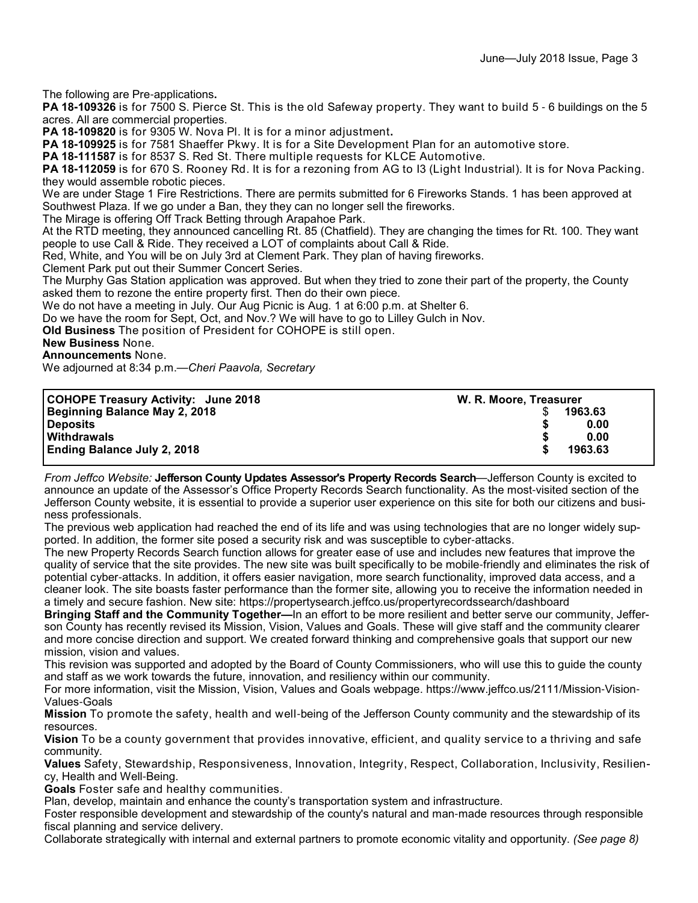The following are Pre-applications**.**

**PA 18-109326** is for 7500 S. Pierce St. This is the old Safeway property. They want to build 5 - 6 buildings on the 5 acres. All are commercial properties.

**PA 18-109820** is for 9305 W. Nova Pl. It is for a minor adjustment**.**

**PA 18-109925** is for 7581 Shaeffer Pkwy. It is for a Site Development Plan for an automotive store.

**PA 18-111587** is for 8537 S. Red St. There multiple requests for KLCE Automotive.

**PA 18-112059** is for 670 S. Rooney Rd. It is for a rezoning from AG to I3 (Light Industrial). It is for Nova Packing. they would assemble robotic pieces.

We are under Stage 1 Fire Restrictions. There are permits submitted for 6 Fireworks Stands. 1 has been approved at Southwest Plaza. If we go under a Ban, they they can no longer sell the fireworks.

The Mirage is offering Off Track Betting through Arapahoe Park.

At the RTD meeting, they announced cancelling Rt. 85 (Chatfield). They are changing the times for Rt. 100. They want people to use Call & Ride. They received a LOT of complaints about Call & Ride.

Red, White, and You will be on July 3rd at Clement Park. They plan of having fireworks.

Clement Park put out their Summer Concert Series.

The Murphy Gas Station application was approved. But when they tried to zone their part of the property, the County asked them to rezone the entire property first. Then do their own piece.

We do not have a meeting in July. Our Aug Picnic is Aug. 1 at 6:00 p.m. at Shelter 6.

Do we have the room for Sept, Oct, and Nov.? We will have to go to Lilley Gulch in Nov.

**Old Business** The position of President for COHOPE is still open.

**New Business** None.

**Announcements** None.

We adjourned at 8:34 p.m.—*Cheri Paavola, Secretary*

| **COHOPE Treasury Activity: June 2018** | **W. R. Moore, Treasurer** |
|---|---|
| **Beginning Balance May 2, 2018** | $ **1963.63** |
| **Deposits** | **$ 0.00** |
| **Withdrawals** | **$ 0.00** |
| **Ending Balance July 2, 2018** | **$ 1963.63** |

*From Jeffco Website:* **Jefferson County Updates Assessor's Property Records Search**—Jefferson County is excited to announce an update of the Assessor's Office Property Records Search functionality. As the most-visited section of the Jefferson County website, it is essential to provide a superior user experience on this site for both our citizens and business professionals.

The previous web application had reached the end of its life and was using technologies that are no longer widely supported. In addition, the former site posed a security risk and was susceptible to cyber-attacks.

The new Property Records Search function allows for greater ease of use and includes new features that improve the quality of service that the site provides. The new site was built specifically to be mobile-friendly and eliminates the risk of potential cyber-attacks. In addition, it offers easier navigation, more search functionality, improved data access, and a cleaner look. The site boasts faster performance than the former site, allowing you to receive the information needed in a timely and secure fashion. New site: https://propertysearch.jeffco.us/propertyrecordssearch/dashboard

**Bringing Staff and the Community Together—**In an effort to be more resilient and better serve our community, Jefferson County has recently revised its Mission, Vision, Values and Goals. These will give staff and the community clearer and more concise direction and support. We created forward thinking and comprehensive goals that support our new mission, vision and values.

This revision was supported and adopted by the Board of County Commissioners, who will use this to guide the county and staff as we work towards the future, innovation, and resiliency within our community.

For more information, visit the Mission, Vision, Values and Goals webpage. https://www.jeffco.us/2111/Mission-Vision-Values-Goals

**Mission** To promote the safety, health and well-being of the Jefferson County community and the stewardship of its resources.

**Vision** To be a county government that provides innovative, efficient, and quality service to a thriving and safe community.

**Values** Safety, Stewardship, Responsiveness, Innovation, Integrity, Respect, Collaboration, Inclusivity, Resiliency, Health and Well-Being.

**Goals** Foster safe and healthy communities.

Plan, develop, maintain and enhance the county's transportation system and infrastructure.

Foster responsible development and stewardship of the county's natural and man-made resources through responsible fiscal planning and service delivery.

Collaborate strategically with internal and external partners to promote economic vitality and opportunity. *(See page 8)*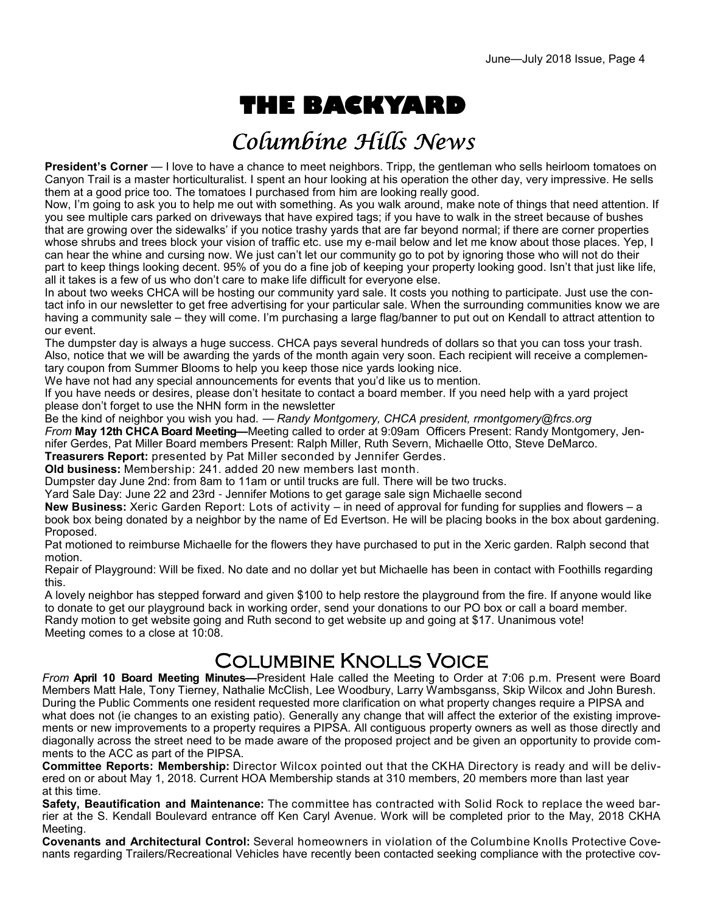# THE BACKYARD

## Columbine Hills News

**President's Corner** — I love to have a chance to meet neighbors. Tripp, the gentleman who sells heirloom tomatoes on Canyon Trail is a master horticulturalist. I spent an hour looking at his operation the other day, very impressive. He sells them at a good price too. The tomatoes I purchased from him are looking really good.

Now, I'm going to ask you to help me out with something. As you walk around, make note of things that need attention. If you see multiple cars parked on driveways that have expired tags; if you have to walk in the street because of bushes that are growing over the sidewalks' if you notice trashy yards that are far beyond normal; if there are corner properties whose shrubs and trees block your vision of traffic etc. use my e-mail below and let me know about those places. Yep, I can hear the whine and cursing now. We just can't let our community go to pot by ignoring those who will not do their part to keep things looking decent. 95% of you do a fine job of keeping your property looking good. Isn't that just like life, all it takes is a few of us who don't care to make life difficult for everyone else.

In about two weeks CHCA will be hosting our community yard sale. It costs you nothing to participate. Just use the contact info in our newsletter to get free advertising for your particular sale. When the surrounding communities know we are having a community sale – they will come. I'm purchasing a large flag/banner to put out on Kendall to attract attention to our event.

The dumpster day is always a huge success. CHCA pays several hundreds of dollars so that you can toss your trash. Also, notice that we will be awarding the yards of the month again very soon. Each recipient will receive a complementary coupon from Summer Blooms to help you keep those nice yards looking nice.

We have not had any special announcements for events that you'd like us to mention.

If you have needs or desires, please don't hesitate to contact a board member. If you need help with a yard project please don't forget to use the NHN form in the newsletter

Be the kind of neighbor you wish you had. — *Randy Montgomery, CHCA president, rmontgomery@frcs.org*

*From* **May 12th CHCA Board Meeting—**Meeting called to order at 9:09am Officers Present: Randy Montgomery, Jennifer Gerdes, Pat Miller Board members Present: Ralph Miller, Ruth Severn, Michaelle Otto, Steve DeMarco.

**Treasurers Report:** presented by Pat Miller seconded by Jennifer Gerdes.

**Old business:** Membership: 241. added 20 new members last month.

Dumpster day June 2nd: from 8am to 11am or until trucks are full. There will be two trucks.

Yard Sale Day: June 22 and 23rd - Jennifer Motions to get garage sale sign Michaelle second

**New Business:** Xeric Garden Report: Lots of activity – in need of approval for funding for supplies and flowers – a book box being donated by a neighbor by the name of Ed Evertson. He will be placing books in the box about gardening. Proposed.

Pat motioned to reimburse Michaelle for the flowers they have purchased to put in the Xeric garden. Ralph second that motion.

Repair of Playground: Will be fixed. No date and no dollar yet but Michaelle has been in contact with Foothills regarding this.

A lovely neighbor has stepped forward and given $100 to help restore the playground from the fire. If anyone would like to donate to get our playground back in working order, send your donations to our PO box or call a board member.

Randy motion to get website going and Ruth second to get website up and going at $17. Unanimous vote!

Meeting comes to a close at 10:08.

## Columbine Knolls Voice

*From* **April 10 Board Meeting Minutes—**President Hale called the Meeting to Order at 7:06 p.m. Present were Board Members Matt Hale, Tony Tierney, Nathalie McClish, Lee Woodbury, Larry Wambsganss, Skip Wilcox and John Buresh. During the Public Comments one resident requested more clarification on what property changes require a PIPSA and what does not (ie changes to an existing patio). Generally any change that will affect the exterior of the existing improvements or new improvements to a property requires a PIPSA. All contiguous property owners as well as those directly and diagonally across the street need to be made aware of the proposed project and be given an opportunity to provide comments to the ACC as part of the PIPSA.

**Committee Reports: Membership:** Director Wilcox pointed out that the CKHA Directory is ready and will be delivered on or about May 1, 2018. Current HOA Membership stands at 310 members, 20 members more than last year at this time.

**Safety, Beautification and Maintenance:** The committee has contracted with Solid Rock to replace the weed barrier at the S. Kendall Boulevard entrance off Ken Caryl Avenue. Work will be completed prior to the May, 2018 CKHA Meeting.

**Covenants and Architectural Control:** Several homeowners in violation of the Columbine Knolls Protective Covenants regarding Trailers/Recreational Vehicles have recently been contacted seeking compliance with the protective cov-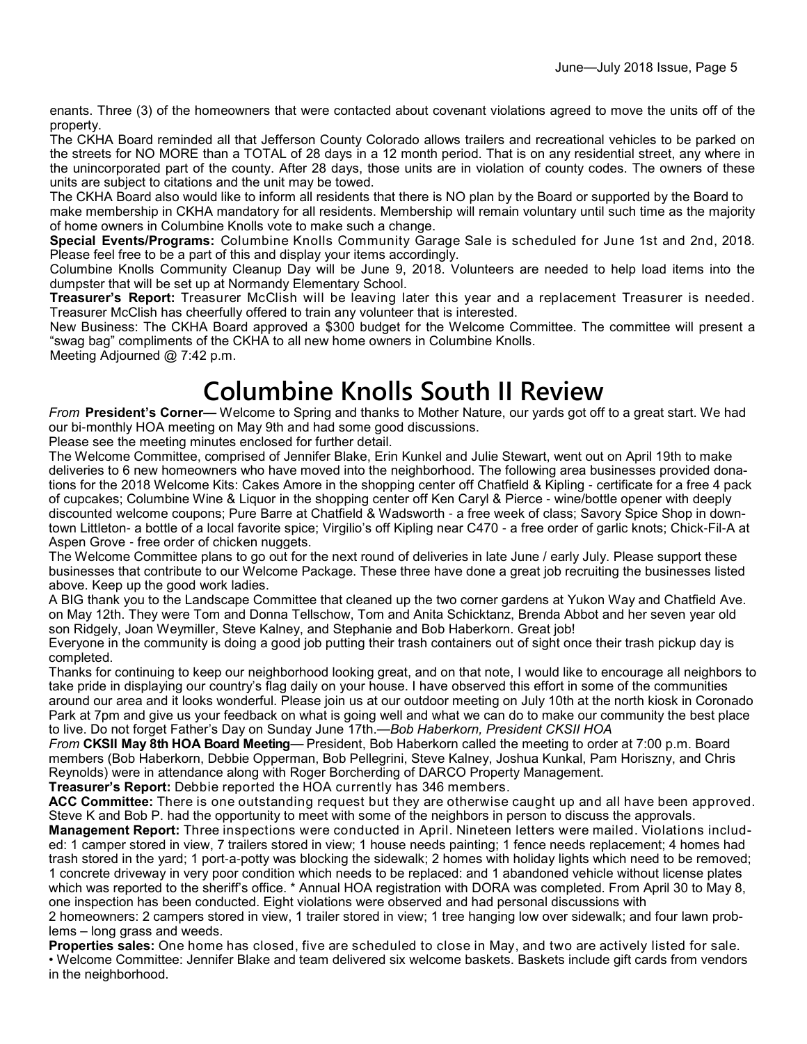enants. Three (3) of the homeowners that were contacted about covenant violations agreed to move the units off of the property.

The CKHA Board reminded all that Jefferson County Colorado allows trailers and recreational vehicles to be parked on the streets for NO MORE than a TOTAL of 28 days in a 12 month period. That is on any residential street, any where in the unincorporated part of the county. After 28 days, those units are in violation of county codes. The owners of these units are subject to citations and the unit may be towed.

The CKHA Board also would like to inform all residents that there is NO plan by the Board or supported by the Board to make membership in CKHA mandatory for all residents. Membership will remain voluntary until such time as the majority of home owners in Columbine Knolls vote to make such a change.

**Special Events/Programs:** Columbine Knolls Community Garage Sale is scheduled for June 1st and 2nd, 2018. Please feel free to be a part of this and display your items accordingly.

Columbine Knolls Community Cleanup Day will be June 9, 2018. Volunteers are needed to help load items into the dumpster that will be set up at Normandy Elementary School.

**Treasurer's Report:** Treasurer McClish will be leaving later this year and a replacement Treasurer is needed. Treasurer McClish has cheerfully offered to train any volunteer that is interested.

New Business: The CKHA Board approved a $300 budget for the Welcome Committee. The committee will present a "swag bag" compliments of the CKHA to all new home owners in Columbine Knolls.

Meeting Adjourned @ 7:42 p.m.

# Columbine Knolls South II Review

*From* **President's Corner—** Welcome to Spring and thanks to Mother Nature, our yards got off to a great start. We had our bi-monthly HOA meeting on May 9th and had some good discussions.

Please see the meeting minutes enclosed for further detail.

The Welcome Committee, comprised of Jennifer Blake, Erin Kunkel and Julie Stewart, went out on April 19th to make deliveries to 6 new homeowners who have moved into the neighborhood. The following area businesses provided donations for the 2018 Welcome Kits: Cakes Amore in the shopping center off Chatfield & Kipling - certificate for a free 4 pack of cupcakes; Columbine Wine & Liquor in the shopping center off Ken Caryl & Pierce - wine/bottle opener with deeply discounted welcome coupons; Pure Barre at Chatfield & Wadsworth - a free week of class; Savory Spice Shop in downtown Littleton- a bottle of a local favorite spice; Virgilio's off Kipling near C470 - a free order of garlic knots; Chick-Fil-A at Aspen Grove - free order of chicken nuggets.

The Welcome Committee plans to go out for the next round of deliveries in late June / early July. Please support these businesses that contribute to our Welcome Package. These three have done a great job recruiting the businesses listed above. Keep up the good work ladies.

A BIG thank you to the Landscape Committee that cleaned up the two corner gardens at Yukon Way and Chatfield Ave. on May 12th. They were Tom and Donna Tellschow, Tom and Anita Schicktanz, Brenda Abbot and her seven year old son Ridgely, Joan Weymiller, Steve Kalney, and Stephanie and Bob Haberkorn. Great job!

Everyone in the community is doing a good job putting their trash containers out of sight once their trash pickup day is completed.

Thanks for continuing to keep our neighborhood looking great, and on that note, I would like to encourage all neighbors to take pride in displaying our country's flag daily on your house. I have observed this effort in some of the communities around our area and it looks wonderful. Please join us at our outdoor meeting on July 10th at the north kiosk in Coronado Park at 7pm and give us your feedback on what is going well and what we can do to make our community the best place to live. Do not forget Father's Day on Sunday June 17th.—*Bob Haberkorn, President CKSII HOA*

*From* **CKSII May 8th HOA Board Meeting**— President, Bob Haberkorn called the meeting to order at 7:00 p.m. Board members (Bob Haberkorn, Debbie Opperman, Bob Pellegrini, Steve Kalney, Joshua Kunkal, Pam Horiszny, and Chris Reynolds) were in attendance along with Roger Borcherding of DARCO Property Management.

**Treasurer's Report:** Debbie reported the HOA currently has 346 members.

**ACC Committee:** There is one outstanding request but they are otherwise caught up and all have been approved. Steve K and Bob P. had the opportunity to meet with some of the neighbors in person to discuss the approvals.

**Management Report:** Three inspections were conducted in April. Nineteen letters were mailed. Violations included: 1 camper stored in view, 7 trailers stored in view; 1 house needs painting; 1 fence needs replacement; 4 homes had trash stored in the yard; 1 port-a-potty was blocking the sidewalk; 2 homes with holiday lights which need to be removed; 1 concrete driveway in very poor condition which needs to be replaced: and 1 abandoned vehicle without license plates which was reported to the sheriff's office. * Annual HOA registration with DORA was completed. From April 30 to May 8, one inspection has been conducted. Eight violations were observed and had personal discussions with 2 homeowners: 2 campers stored in view, 1 trailer stored in view; 1 tree hanging low over sidewalk; and four lawn problems – long grass and weeds.

**Properties sales:** One home has closed, five are scheduled to close in May, and two are actively listed for sale.

• Welcome Committee: Jennifer Blake and team delivered six welcome baskets. Baskets include gift cards from vendors in the neighborhood.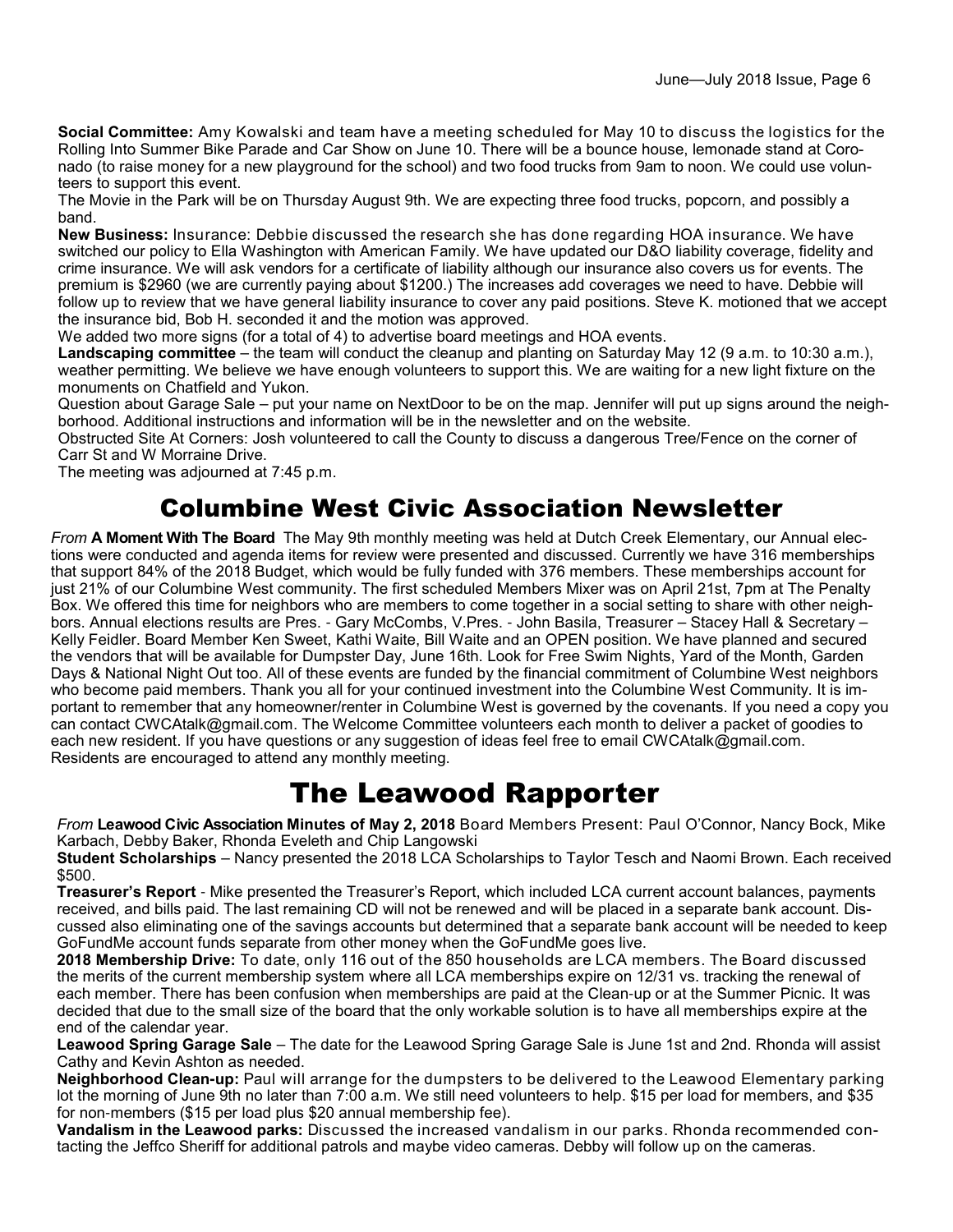**Social Committee:** Amy Kowalski and team have a meeting scheduled for May 10 to discuss the logistics for the Rolling Into Summer Bike Parade and Car Show on June 10. There will be a bounce house, lemonade stand at Coronado (to raise money for a new playground for the school) and two food trucks from 9am to noon. We could use volunteers to support this event.

The Movie in the Park will be on Thursday August 9th. We are expecting three food trucks, popcorn, and possibly a band.

**New Business:** Insurance: Debbie discussed the research she has done regarding HOA insurance. We have switched our policy to Ella Washington with American Family. We have updated our D&O liability coverage, fidelity and crime insurance. We will ask vendors for a certificate of liability although our insurance also covers us for events. The premium is $2960 (we are currently paying about $1200.) The increases add coverages we need to have. Debbie will follow up to review that we have general liability insurance to cover any paid positions. Steve K. motioned that we accept the insurance bid, Bob H. seconded it and the motion was approved.

We added two more signs (for a total of 4) to advertise board meetings and HOA events.

**Landscaping committee** – the team will conduct the cleanup and planting on Saturday May 12 (9 a.m. to 10:30 a.m.), weather permitting. We believe we have enough volunteers to support this. We are waiting for a new light fixture on the monuments on Chatfield and Yukon.

Question about Garage Sale – put your name on NextDoor to be on the map. Jennifer will put up signs around the neighborhood. Additional instructions and information will be in the newsletter and on the website.

Obstructed Site At Corners: Josh volunteered to call the County to discuss a dangerous Tree/Fence on the corner of Carr St and W Morraine Drive.

The meeting was adjourned at 7:45 p.m.

# Columbine West Civic Association Newsletter

*From* **A Moment With The Board** The May 9th monthly meeting was held at Dutch Creek Elementary, our Annual elections were conducted and agenda items for review were presented and discussed. Currently we have 316 memberships that support 84% of the 2018 Budget, which would be fully funded with 376 members. These memberships account for just 21% of our Columbine West community. The first scheduled Members Mixer was on April 21st, 7pm at The Penalty Box. We offered this time for neighbors who are members to come together in a social setting to share with other neighbors. Annual elections results are Pres. - Gary McCombs, V.Pres. - John Basila, Treasurer – Stacey Hall & Secretary – Kelly Feidler. Board Member Ken Sweet, Kathi Waite, Bill Waite and an OPEN position. We have planned and secured the vendors that will be available for Dumpster Day, June 16th. Look for Free Swim Nights, Yard of the Month, Garden Days & National Night Out too. All of these events are funded by the financial commitment of Columbine West neighbors who become paid members. Thank you all for your continued investment into the Columbine West Community. It is important to remember that any homeowner/renter in Columbine West is governed by the covenants. If you need a copy you can contact CWCAtalk@gmail.com. The Welcome Committee volunteers each month to deliver a packet of goodies to each new resident. If you have questions or any suggestion of ideas feel free to email CWCAtalk@gmail.com. Residents are encouraged to attend any monthly meeting.

# The Leawood Rapporter

*From* **Leawood Civic Association Minutes of May 2, 2018** Board Members Present: Paul O'Connor, Nancy Bock, Mike Karbach, Debby Baker, Rhonda Eveleth and Chip Langowski

**Student Scholarships** – Nancy presented the 2018 LCA Scholarships to Taylor Tesch and Naomi Brown. Each received $500.

**Treasurer's Report** - Mike presented the Treasurer's Report, which included LCA current account balances, payments received, and bills paid. The last remaining CD will not be renewed and will be placed in a separate bank account. Discussed also eliminating one of the savings accounts but determined that a separate bank account will be needed to keep GoFundMe account funds separate from other money when the GoFundMe goes live.

**2018 Membership Drive:** To date, only 116 out of the 850 households are LCA members. The Board discussed the merits of the current membership system where all LCA memberships expire on 12/31 vs. tracking the renewal of each member. There has been confusion when memberships are paid at the Clean-up or at the Summer Picnic. It was decided that due to the small size of the board that the only workable solution is to have all memberships expire at the end of the calendar year.

**Leawood Spring Garage Sale** – The date for the Leawood Spring Garage Sale is June 1st and 2nd. Rhonda will assist Cathy and Kevin Ashton as needed.

**Neighborhood Clean-up:** Paul will arrange for the dumpsters to be delivered to the Leawood Elementary parking lot the morning of June 9th no later than 7:00 a.m. We still need volunteers to help. $15 per load for members, and $35 for non-members ($15 per load plus $20 annual membership fee).

**Vandalism in the Leawood parks:** Discussed the increased vandalism in our parks. Rhonda recommended contacting the Jeffco Sheriff for additional patrols and maybe video cameras. Debby will follow up on the cameras.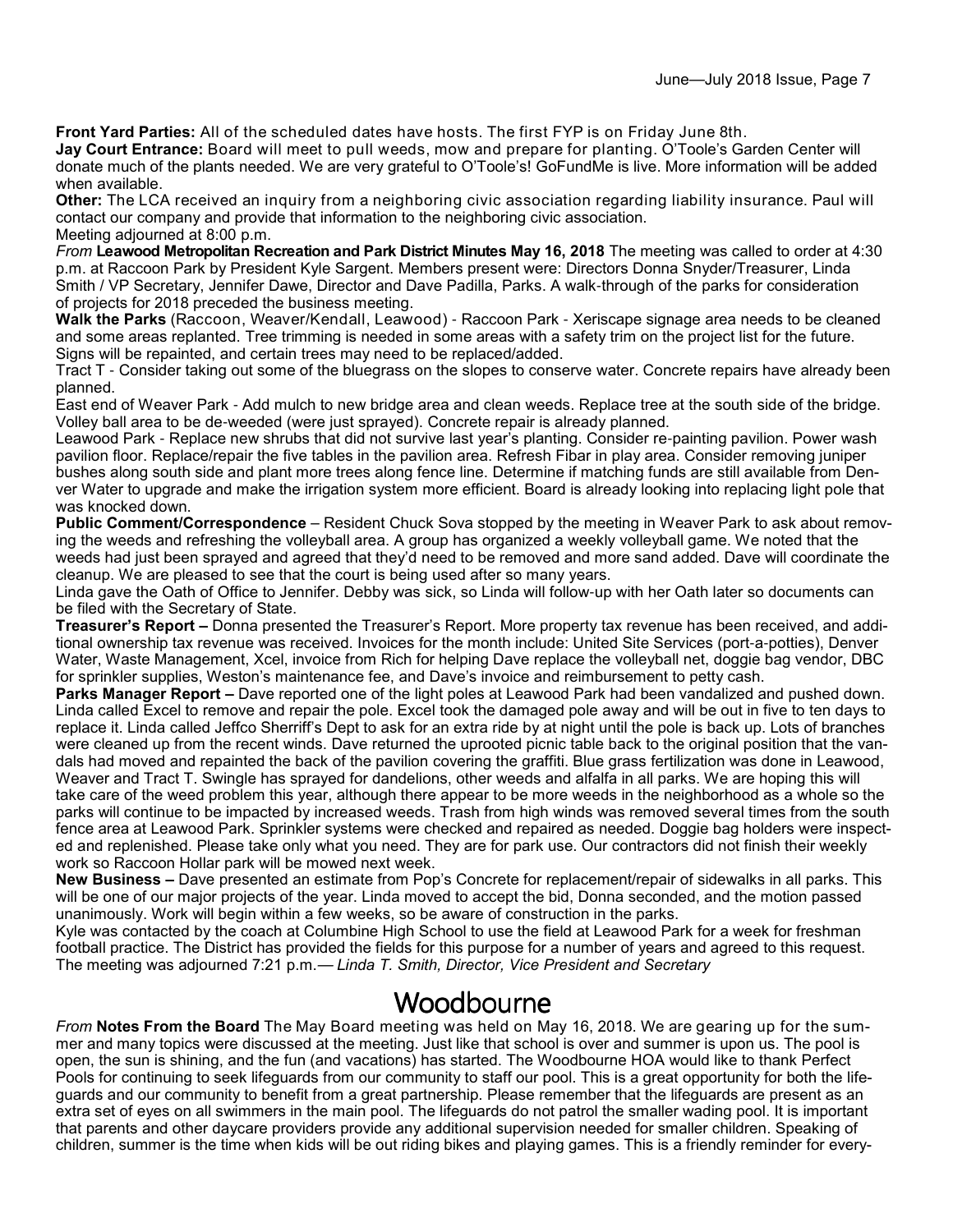**Front Yard Parties:** All of the scheduled dates have hosts. The first FYP is on Friday June 8th.

**Jay Court Entrance:** Board will meet to pull weeds, mow and prepare for planting. O'Toole's Garden Center will donate much of the plants needed. We are very grateful to O'Toole's! GoFundMe is live. More information will be added when available.

**Other:** The LCA received an inquiry from a neighboring civic association regarding liability insurance. Paul will contact our company and provide that information to the neighboring civic association.

Meeting adjourned at 8:00 p.m.

*From* **Leawood Metropolitan Recreation and Park District Minutes May 16, 2018** The meeting was called to order at 4:30 p.m. at Raccoon Park by President Kyle Sargent. Members present were: Directors Donna Snyder/Treasurer, Linda Smith / VP Secretary, Jennifer Dawe, Director and Dave Padilla, Parks. A walk-through of the parks for consideration of projects for 2018 preceded the business meeting.

**Walk the Parks** (Raccoon, Weaver/Kendall, Leawood) - Raccoon Park - Xeriscape signage area needs to be cleaned and some areas replanted. Tree trimming is needed in some areas with a safety trim on the project list for the future. Signs will be repainted, and certain trees may need to be replaced/added.

Tract T - Consider taking out some of the bluegrass on the slopes to conserve water. Concrete repairs have already been planned.

East end of Weaver Park - Add mulch to new bridge area and clean weeds. Replace tree at the south side of the bridge. Volley ball area to be de-weeded (were just sprayed). Concrete repair is already planned.

Leawood Park - Replace new shrubs that did not survive last year's planting. Consider re-painting pavilion. Power wash pavilion floor. Replace/repair the five tables in the pavilion area. Refresh Fibar in play area. Consider removing juniper bushes along south side and plant more trees along fence line. Determine if matching funds are still available from Denver Water to upgrade and make the irrigation system more efficient. Board is already looking into replacing light pole that was knocked down.

**Public Comment/Correspondence** – Resident Chuck Sova stopped by the meeting in Weaver Park to ask about removing the weeds and refreshing the volleyball area. A group has organized a weekly volleyball game. We noted that the weeds had just been sprayed and agreed that they'd need to be removed and more sand added. Dave will coordinate the cleanup. We are pleased to see that the court is being used after so many years.

Linda gave the Oath of Office to Jennifer. Debby was sick, so Linda will follow-up with her Oath later so documents can be filed with the Secretary of State.

**Treasurer's Report –** Donna presented the Treasurer's Report. More property tax revenue has been received, and additional ownership tax revenue was received. Invoices for the month include: United Site Services (port-a-potties), Denver Water, Waste Management, Xcel, invoice from Rich for helping Dave replace the volleyball net, doggie bag vendor, DBC for sprinkler supplies, Weston's maintenance fee, and Dave's invoice and reimbursement to petty cash.

**Parks Manager Report –** Dave reported one of the light poles at Leawood Park had been vandalized and pushed down. Linda called Excel to remove and repair the pole. Excel took the damaged pole away and will be out in five to ten days to replace it. Linda called Jeffco Sherriff's Dept to ask for an extra ride by at night until the pole is back up. Lots of branches were cleaned up from the recent winds. Dave returned the uprooted picnic table back to the original position that the vandals had moved and repainted the back of the pavilion covering the graffiti. Blue grass fertilization was done in Leawood, Weaver and Tract T. Swingle has sprayed for dandelions, other weeds and alfalfa in all parks. We are hoping this will take care of the weed problem this year, although there appear to be more weeds in the neighborhood as a whole so the parks will continue to be impacted by increased weeds. Trash from high winds was removed several times from the south fence area at Leawood Park. Sprinkler systems were checked and repaired as needed. Doggie bag holders were inspected and replenished. Please take only what you need. They are for park use. Our contractors did not finish their weekly work so Raccoon Hollar park will be mowed next week.

**New Business –** Dave presented an estimate from Pop's Concrete for replacement/repair of sidewalks in all parks. This will be one of our major projects of the year. Linda moved to accept the bid, Donna seconded, and the motion passed unanimously. Work will begin within a few weeks, so be aware of construction in the parks.

Kyle was contacted by the coach at Columbine High School to use the field at Leawood Park for a week for freshman football practice. The District has provided the fields for this purpose for a number of years and agreed to this request. The meeting was adjourned 7:21 p.m.— *Linda T. Smith, Director, Vice President and Secretary*

# Woodbourne

*From* **Notes From the Board** The May Board meeting was held on May 16, 2018. We are gearing up for the summer and many topics were discussed at the meeting. Just like that school is over and summer is upon us. The pool is open, the sun is shining, and the fun (and vacations) has started. The Woodbourne HOA would like to thank Perfect Pools for continuing to seek lifeguards from our community to staff our pool. This is a great opportunity for both the lifeguards and our community to benefit from a great partnership. Please remember that the lifeguards are present as an extra set of eyes on all swimmers in the main pool. The lifeguards do not patrol the smaller wading pool. It is important that parents and other daycare providers provide any additional supervision needed for smaller children. Speaking of children, summer is the time when kids will be out riding bikes and playing games. This is a friendly reminder for every-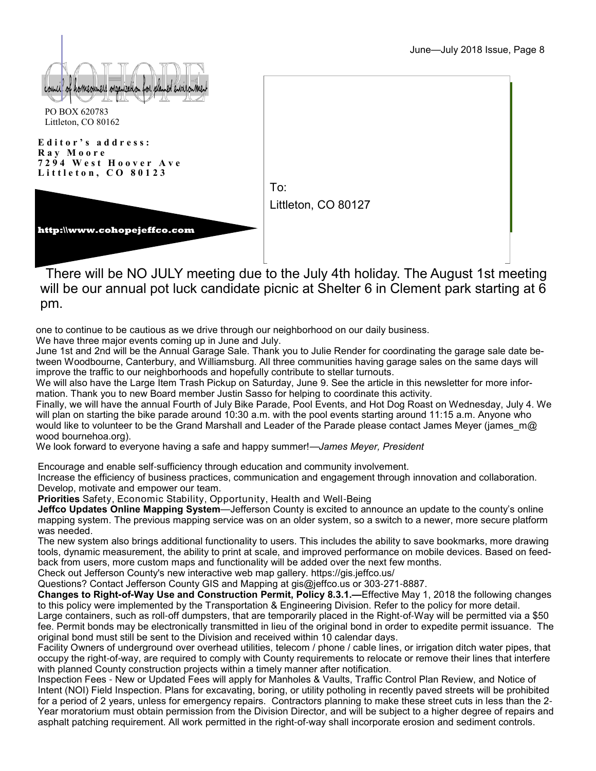COHOPE

council of homeowners organization for planned environment

PO BOX 620783
Littleton, CO 80162

**Editor's address:**
**Ray Moore**
**7294 West Hoover Ave**
**Littleton, CO 80123**

**http:\\www.cohopejeffco.com**

To:

Littleton, CO 80127

There will be NO JULY meeting due to the July 4th holiday. The August 1st meeting will be our annual pot luck candidate picnic at Shelter 6 in Clement park starting at 6 pm.

one to continue to be cautious as we drive through our neighborhood on our daily business.

We have three major events coming up in June and July.

June 1st and 2nd will be the Annual Garage Sale. Thank you to Julie Render for coordinating the garage sale date between Woodbourne, Canterbury, and Williamsburg. All three communities having garage sales on the same days will improve the traffic to our neighborhoods and hopefully contribute to stellar turnouts.

We will also have the Large Item Trash Pickup on Saturday, June 9. See the article in this newsletter for more information. Thank you to new Board member Justin Sasso for helping to coordinate this activity.

Finally, we will have the annual Fourth of July Bike Parade, Pool Events, and Hot Dog Roast on Wednesday, July 4. We will plan on starting the bike parade around 10:30 a.m. with the pool events starting around 11:15 a.m. Anyone who would like to volunteer to be the Grand Marshall and Leader of the Parade please contact James Meyer (james_m@wood bournehoa.org).

We look forward to everyone having a safe and happy summer!—*James Meyer, President*

Encourage and enable self-sufficiency through education and community involvement.

Increase the efficiency of business practices, communication and engagement through innovation and collaboration.

Develop, motivate and empower our team.

**Priorities** Safety, Economic Stability, Opportunity, Health and Well-Being

**Jeffco Updates Online Mapping System**—Jefferson County is excited to announce an update to the county's online mapping system. The previous mapping service was on an older system, so a switch to a newer, more secure platform was needed.

The new system also brings additional functionality to users. This includes the ability to save bookmarks, more drawing tools, dynamic measurement, the ability to print at scale, and improved performance on mobile devices. Based on feedback from users, more custom maps and functionality will be added over the next few months.

Check out Jefferson County's new interactive web map gallery. https://gis.jeffco.us/

Questions? Contact Jefferson County GIS and Mapping at gis@jeffco.us or 303-271-8887.

**Changes to Right-of-Way Use and Construction Permit, Policy 8.3.1.—**Effective May 1, 2018 the following changes to this policy were implemented by the Transportation & Engineering Division. Refer to the policy for more detail.

Large containers, such as roll-off dumpsters, that are temporarily placed in the Right-of-Way will be permitted via a $50 fee. Permit bonds may be electronically transmitted in lieu of the original bond in order to expedite permit issuance. The original bond must still be sent to the Division and received within 10 calendar days.

Facility Owners of underground over overhead utilities, telecom / phone / cable lines, or irrigation ditch water pipes, that occupy the right-of-way, are required to comply with County requirements to relocate or remove their lines that interfere with planned County construction projects within a timely manner after notification.

Inspection Fees - New or Updated Fees will apply for Manholes & Vaults, Traffic Control Plan Review, and Notice of Intent (NOI) Field Inspection. Plans for excavating, boring, or utility potholing in recently paved streets will be prohibited for a period of 2 years, unless for emergency repairs. Contractors planning to make these street cuts in less than the 2-Year moratorium must obtain permission from the Division Director, and will be subject to a higher degree of repairs and asphalt patching requirement. All work permitted in the right-of-way shall incorporate erosion and sediment controls.